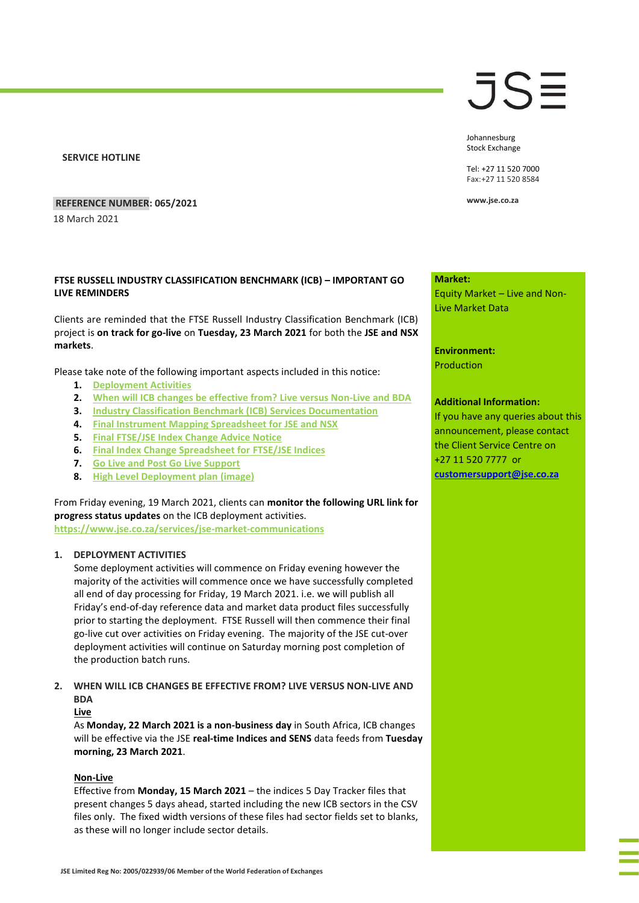JSE

Johannesburg
Stock Exchange

Tel: +27 11 520 7000
Fax:+27 11 520 8584

www.jse.co.za

**SERVICE HOTLINE**

**REFERENCE NUMBER: 065/2021**

18 March 2021

**Market:**
Equity Market – Live and Non-Live Market Data

**Environment:**
Production

**Additional Information:**
If you have any queries about this announcement, please contact the Client Service Centre on +27 11 520 7777 or **customersupport@jse.co.za**

## FTSE RUSSELL INDUSTRY CLASSIFICATION BENCHMARK (ICB) – IMPORTANT GO LIVE REMINDERS

Clients are reminded that the FTSE Russell Industry Classification Benchmark (ICB) project is **on track for go-live** on **Tuesday, 23 March 2021** for both the **JSE and NSX markets**.

Please take note of the following important aspects included in this notice:

1. Deployment Activities
2. When will ICB changes be effective from? Live versus Non-Live and BDA
3. Industry Classification Benchmark (ICB) Services Documentation
4. Final Instrument Mapping Spreadsheet for JSE and NSX
5. Final FTSE/JSE Index Change Advice Notice
6. Final Index Change Spreadsheet for FTSE/JSE Indices
7. Go Live and Post Go Live Support
8. High Level Deployment plan (image)

From Friday evening, 19 March 2021, clients can **monitor the following URL link for progress status updates** on the ICB deployment activities.
https://www.jse.co.za/services/jse-market-communications

### 1. DEPLOYMENT ACTIVITIES

Some deployment activities will commence on Friday evening however the majority of the activities will commence once we have successfully completed all end of day processing for Friday, 19 March 2021. i.e. we will publish all Friday's end-of-day reference data and market data product files successfully prior to starting the deployment. FTSE Russell will then commence their final go-live cut over activities on Friday evening. The majority of the JSE cut-over deployment activities will continue on Saturday morning post completion of the production batch runs.

### 2. WHEN WILL ICB CHANGES BE EFFECTIVE FROM? LIVE VERSUS NON-LIVE AND BDA

**Live**

As **Monday, 22 March 2021 is a non-business day** in South Africa, ICB changes will be effective via the JSE **real-time Indices and SENS** data feeds from **Tuesday morning, 23 March 2021**.

**Non-Live**

Effective from **Monday, 15 March 2021** – the indices 5 Day Tracker files that present changes 5 days ahead, started including the new ICB sectors in the CSV files only. The fixed width versions of these files had sector fields set to blanks, as these will no longer include sector details.

JSE Limited Reg No: 2005/022939/06 Member of the World Federation of Exchanges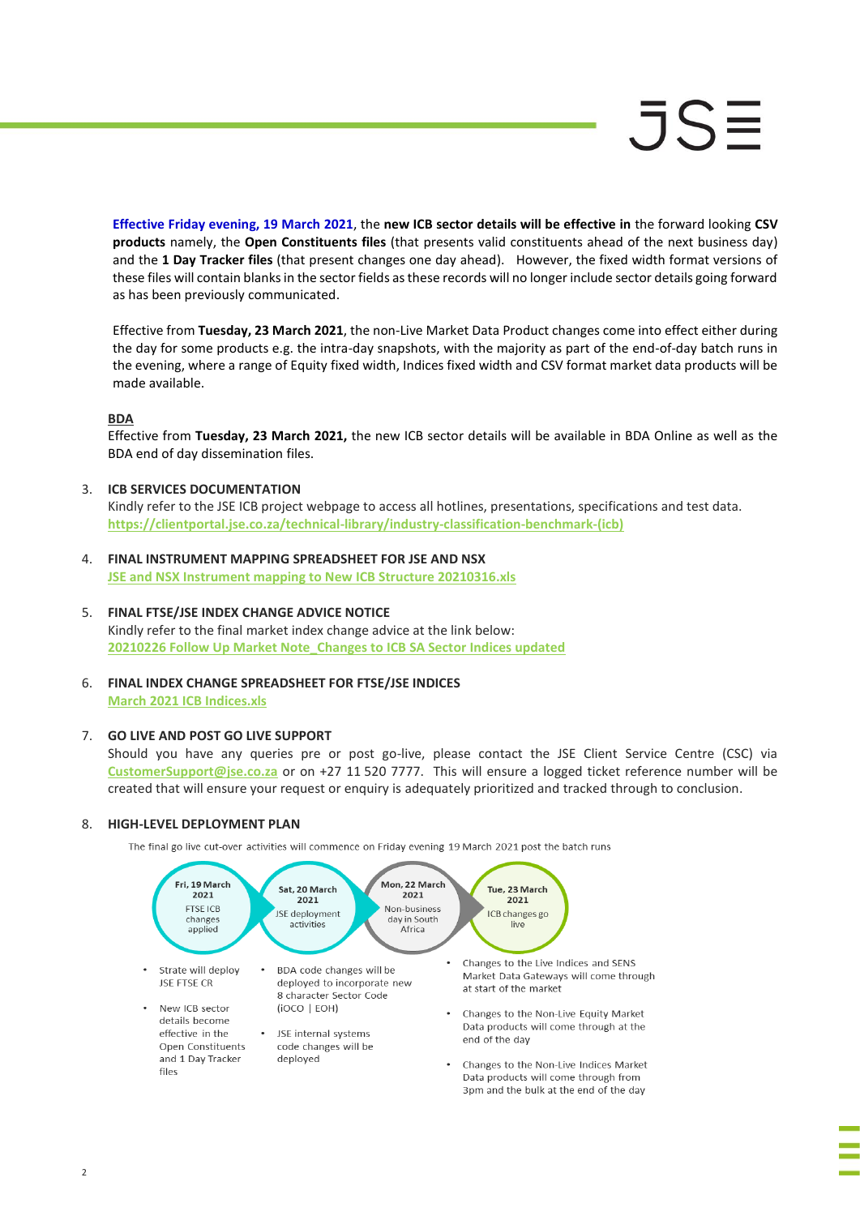**Effective Friday evening, 19 March 2021**, the **new ICB sector details will be effective in** the forward looking **CSV products** namely, the **Open Constituents files** (that presents valid constituents ahead of the next business day) and the **1 Day Tracker files** (that present changes one day ahead). However, the fixed width format versions of these files will contain blanks in the sector fields as these records will no longer include sector details going forward as has been previously communicated.

Effective from **Tuesday, 23 March 2021**, the non-Live Market Data Product changes come into effect either during the day for some products e.g. the intra-day snapshots, with the majority as part of the end-of-day batch runs in the evening, where a range of Equity fixed width, Indices fixed width and CSV format market data products will be made available.

**BDA**

Effective from **Tuesday, 23 March 2021,** the new ICB sector details will be available in BDA Online as well as the BDA end of day dissemination files.

3. **ICB SERVICES DOCUMENTATION**
   Kindly refer to the JSE ICB project webpage to access all hotlines, presentations, specifications and test data.
   https://clientportal.jse.co.za/technical-library/industry-classification-benchmark-(icb)

4. **FINAL INSTRUMENT MAPPING SPREADSHEET FOR JSE AND NSX**
   JSE and NSX Instrument mapping to New ICB Structure 20210316.xls

5. **FINAL FTSE/JSE INDEX CHANGE ADVICE NOTICE**
   Kindly refer to the final market index change advice at the link below:
   20210226 Follow Up Market Note_Changes to ICB SA Sector Indices updated

6. **FINAL INDEX CHANGE SPREADSHEET FOR FTSE/JSE INDICES**
   March 2021 ICB Indices.xls

7. **GO LIVE AND POST GO LIVE SUPPORT**
   Should you have any queries pre or post go-live, please contact the JSE Client Service Centre (CSC) via CustomerSupport@jse.co.za or on +27 11 520 7777. This will ensure a logged ticket reference number will be created that will ensure your request or enquiry is adequately prioritized and tracked through to conclusion.

8. **HIGH-LEVEL DEPLOYMENT PLAN**

The final go live cut-over activities will commence on Friday evening 19 March 2021 post the batch runs

**Fri, 19 March 2021** – FTSE ICB changes applied
- Strate will deploy JSE FTSE CR
- New ICB sector details become effective in the Open Constituents and 1 Day Tracker files

**Sat, 20 March 2021** – JSE deployment activities
- BDA code changes will be deployed to incorporate new 8 character Sector Code (iOCO | EOH)
- JSE internal systems code changes will be deployed

**Mon, 22 March 2021** – Non-business day in South Africa

**Tue, 23 March 2021** – ICB changes go live
- Changes to the Live Indices and SENS Market Data Gateways will come through at start of the market
- Changes to the Non-Live Equity Market Data products will come through at the end of the day
- Changes to the Non-Live Indices Market Data products will come through from 3pm and the bulk at the end of the day